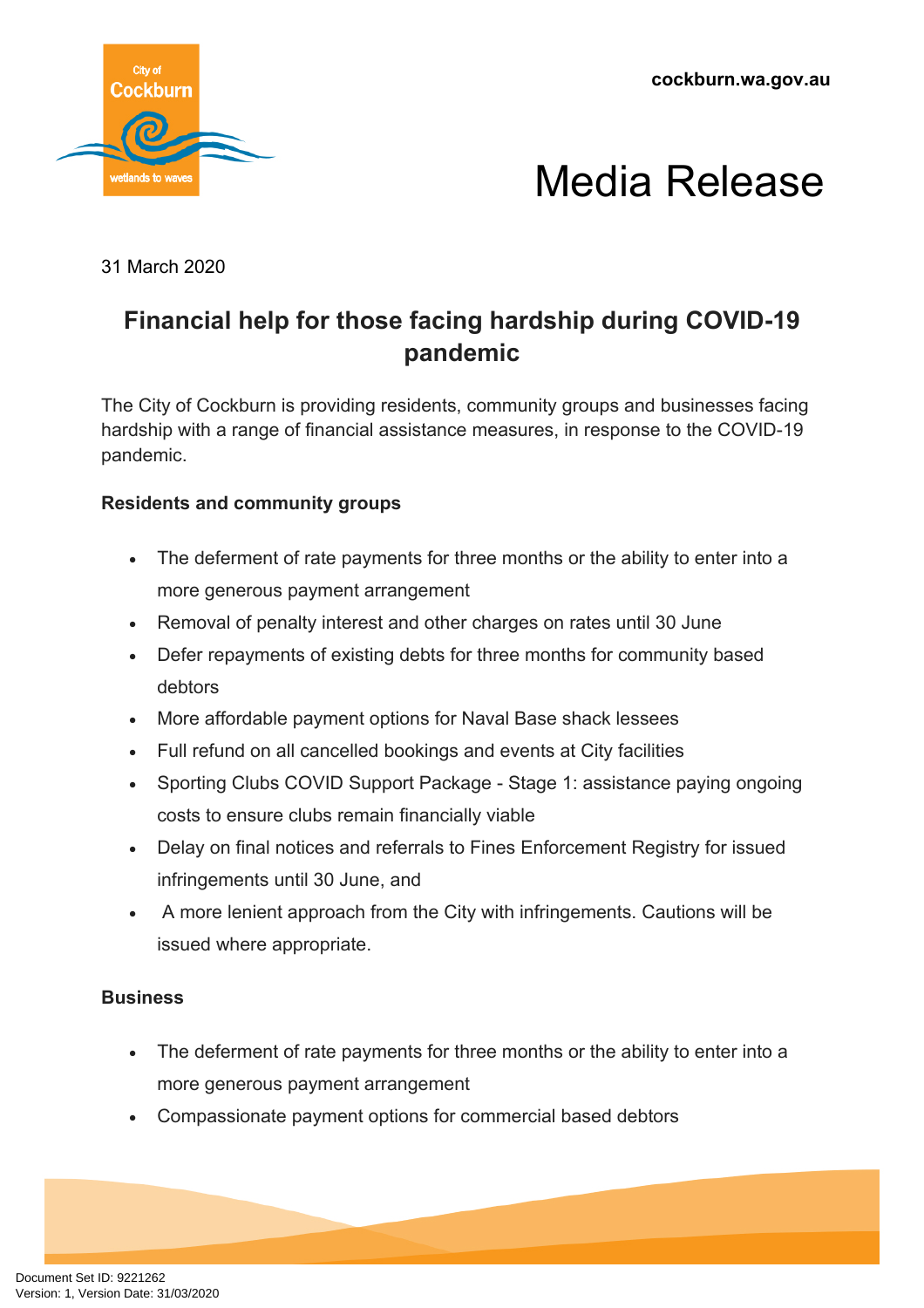cockburn.wa.gov.au

# Media Release

31 March 2020

## Financial help for those facing hardship during COVID-19 pandemic

The City of Cockburn is providing residents, community groups and businesses facing hardship with a range of financial assistance measures, in response to the COVID-19 pandemic.

**Residents and community groups**

- The deferment of rate payments for three months or the ability to enter into a more generous payment arrangement
- Removal of penalty interest and other charges on rates until 30 June
- Defer repayments of existing debts for three months for community based debtors
- More affordable payment options for Naval Base shack lessees
- Full refund on all cancelled bookings and events at City facilities
- Sporting Clubs COVID Support Package - Stage 1: assistance paying ongoing costs to ensure clubs remain financially viable
- Delay on final notices and referrals to Fines Enforcement Registry for issued infringements until 30 June, and
- A more lenient approach from the City with infringements. Cautions will be issued where appropriate.

**Business**

- The deferment of rate payments for three months or the ability to enter into a more generous payment arrangement
- Compassionate payment options for commercial based debtors

Document Set ID: 9221262
Version: 1, Version Date: 31/03/2020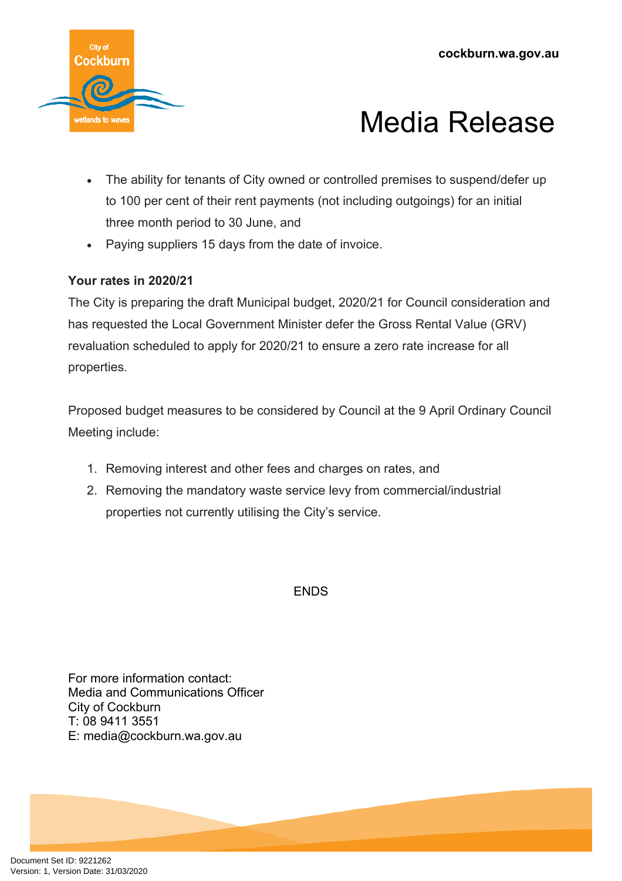- The ability for tenants of City owned or controlled premises to suspend/defer up to 100 per cent of their rent payments (not including outgoings) for an initial three month period to 30 June, and
- Paying suppliers 15 days from the date of invoice.

**Your rates in 2020/21**

The City is preparing the draft Municipal budget, 2020/21 for Council consideration and has requested the Local Government Minister defer the Gross Rental Value (GRV) revaluation scheduled to apply for 2020/21 to ensure a zero rate increase for all properties.

Proposed budget measures to be considered by Council at the 9 April Ordinary Council Meeting include:

1. Removing interest and other fees and charges on rates, and
2. Removing the mandatory waste service levy from commercial/industrial properties not currently utilising the City's service.

ENDS

For more information contact:
Media and Communications Officer
City of Cockburn
T: 08 9411 3551
E: media@cockburn.wa.gov.au